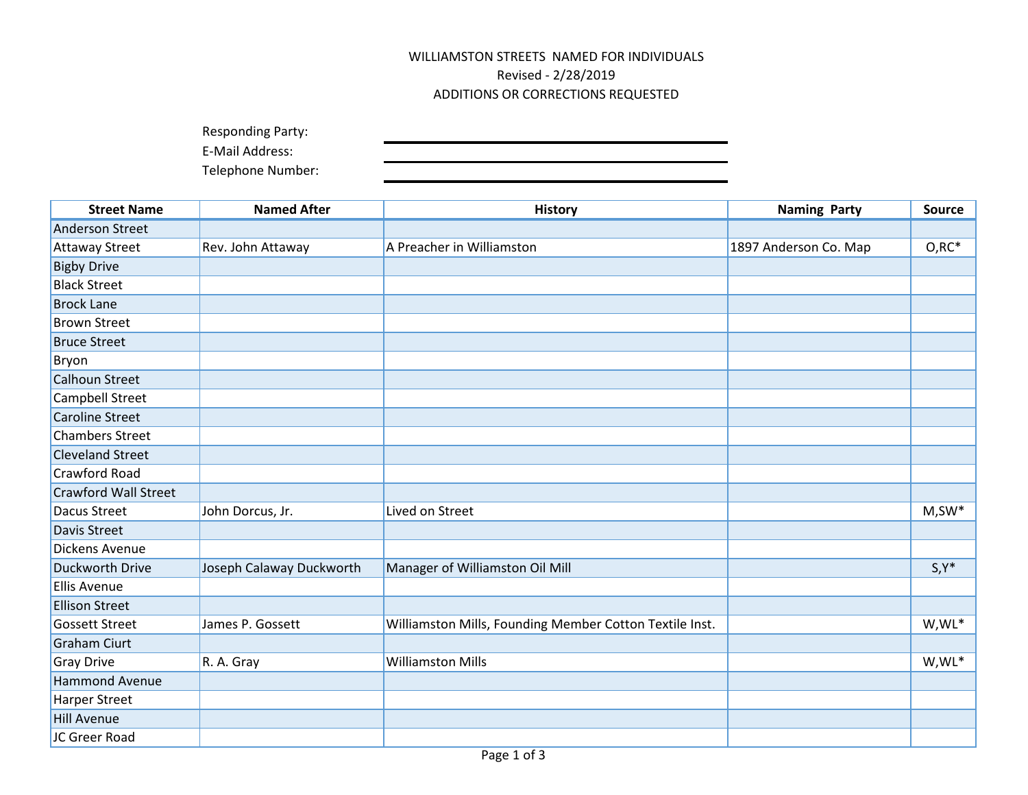WILLIAMSTON STREETS NAMED FOR INDIVIDUALS

Revised - 2/28/2019

ADDITIONS OR CORRECTIONS REQUESTED

Responding Party: \_\_\_\_\_\_\_\_\_\_\_\_\_\_\_\_\_\_\_\_

E-Mail Address: \_\_\_\_\_\_\_\_\_\_\_\_\_\_\_\_\_\_\_\_

Telephone Number: \_\_\_\_\_\_\_\_\_\_\_\_\_\_\_\_\_\_\_\_

| Street Name | Named After | History | Naming Party | Source |
|---|---|---|---|---|
| Anderson Street | | | | |
| Attaway Street | Rev. John Attaway | A Preacher in Williamston | 1897 Anderson Co. Map | O,RC* |
| Bigby Drive | | | | |
| Black Street | | | | |
| Brock Lane | | | | |
| Brown Street | | | | |
| Bruce Street | | | | |
| Bryon | | | | |
| Calhoun Street | | | | |
| Campbell Street | | | | |
| Caroline Street | | | | |
| Chambers Street | | | | |
| Cleveland Street | | | | |
| Crawford Road | | | | |
| Crawford Wall Street | | | | |
| Dacus Street | John Dorcus, Jr. | Lived on Street | | M,SW* |
| Davis Street | | | | |
| Dickens Avenue | | | | |
| Duckworth Drive | Joseph Calaway Duckworth | Manager of Williamston Oil Mill | | S,Y* |
| Ellis Avenue | | | | |
| Ellison Street | | | | |
| Gossett Street | James P. Gossett | Williamston Mills, Founding Member Cotton Textile Inst. | | W,WL* |
| Graham Ciurt | | | | |
| Gray Drive | R. A. Gray | Williamston Mills | | W,WL* |
| Hammond Avenue | | | | |
| Harper Street | | | | |
| Hill Avenue | | | | |
| JC Greer Road | | | | |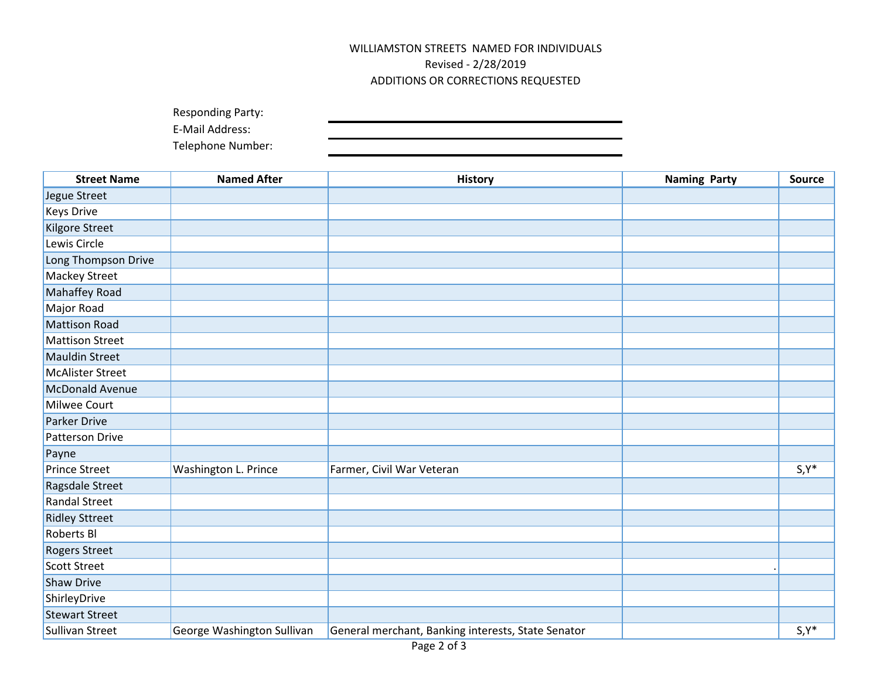WILLIAMSTON STREETS NAMED FOR INDIVIDUALS

Revised - 2/28/2019

ADDITIONS OR CORRECTIONS REQUESTED

Responding Party: ____________________

E-Mail Address: ____________________

Telephone Number: ____________________

| Street Name | Named After | History | Naming Party | Source |
|---|---|---|---|---|
| Jegue Street | | | | |
| Keys Drive | | | | |
| Kilgore Street | | | | |
| Lewis Circle | | | | |
| Long Thompson Drive | | | | |
| Mackey Street | | | | |
| Mahaffey Road | | | | |
| Major Road | | | | |
| Mattison Road | | | | |
| Mattison Street | | | | |
| Mauldin Street | | | | |
| McAlister Street | | | | |
| McDonald Avenue | | | | |
| Milwee Court | | | | |
| Parker Drive | | | | |
| Patterson Drive | | | | |
| Payne | | | | |
| Prince Street | Washington L. Prince | Farmer, Civil War Veteran | | S,Y* |
| Ragsdale Street | | | | |
| Randal Street | | | | |
| Ridley Sttreet | | | | |
| Roberts Bl | | | | |
| Rogers Street | | | | |
| Scott Street | | | . | |
| Shaw Drive | | | | |
| ShirleyDrive | | | | |
| Stewart Street | | | | |
| Sullivan Street | George Washington Sullivan | General merchant, Banking interests, State Senator | | S,Y* |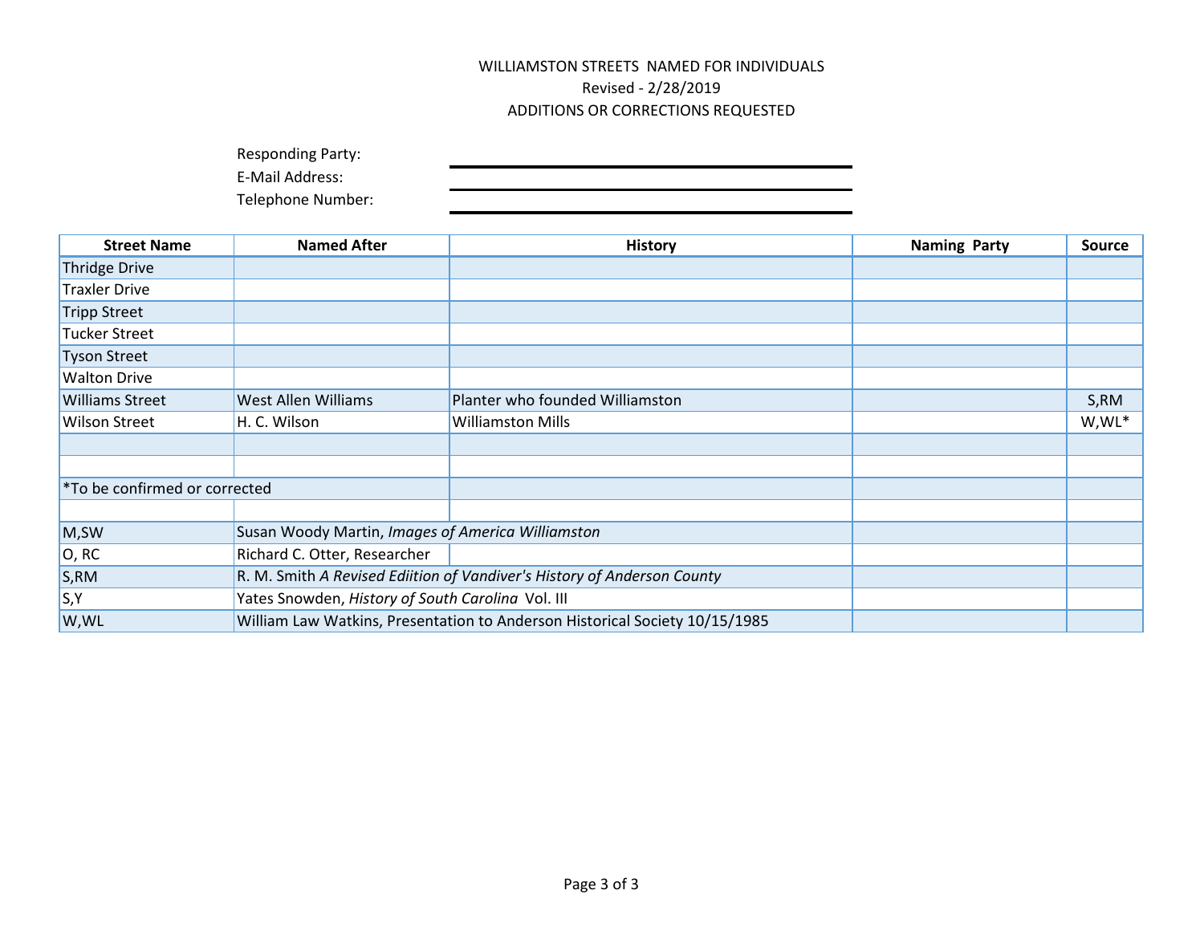WILLIAMSTON STREETS NAMED FOR INDIVIDUALS
Revised - 2/28/2019
ADDITIONS OR CORRECTIONS REQUESTED

Responding Party: ______________________
E-Mail Address: ______________________
Telephone Number: ______________________

| Street Name | Named After | History | Naming Party | Source |
|---|---|---|---|---|
| Thridge Drive | | | | |
| Traxler Drive | | | | |
| Tripp Street | | | | |
| Tucker Street | | | | |
| Tyson Street | | | | |
| Walton Drive | | | | |
| Williams Street | West Allen Williams | Planter who founded Williamston | | S,RM |
| Wilson Street | H. C. Wilson | Williamston Mills | | W,WL* |
| | | | | |
| | | | | |
| *To be confirmed or corrected | | | | |
| | | | | |
| M,SW | Susan Woody Martin, *Images of America Williamston* | | | |
| O, RC | Richard C. Otter, Researcher | | | |
| S,RM | R. M. Smith *A Revised Ediition of Vandiver's History of Anderson County* | | | |
| S,Y | Yates Snowden, *History of South Carolina* Vol. III | | | |
| W,WL | William Law Watkins, Presentation to Anderson Historical Society 10/15/1985 | | | |